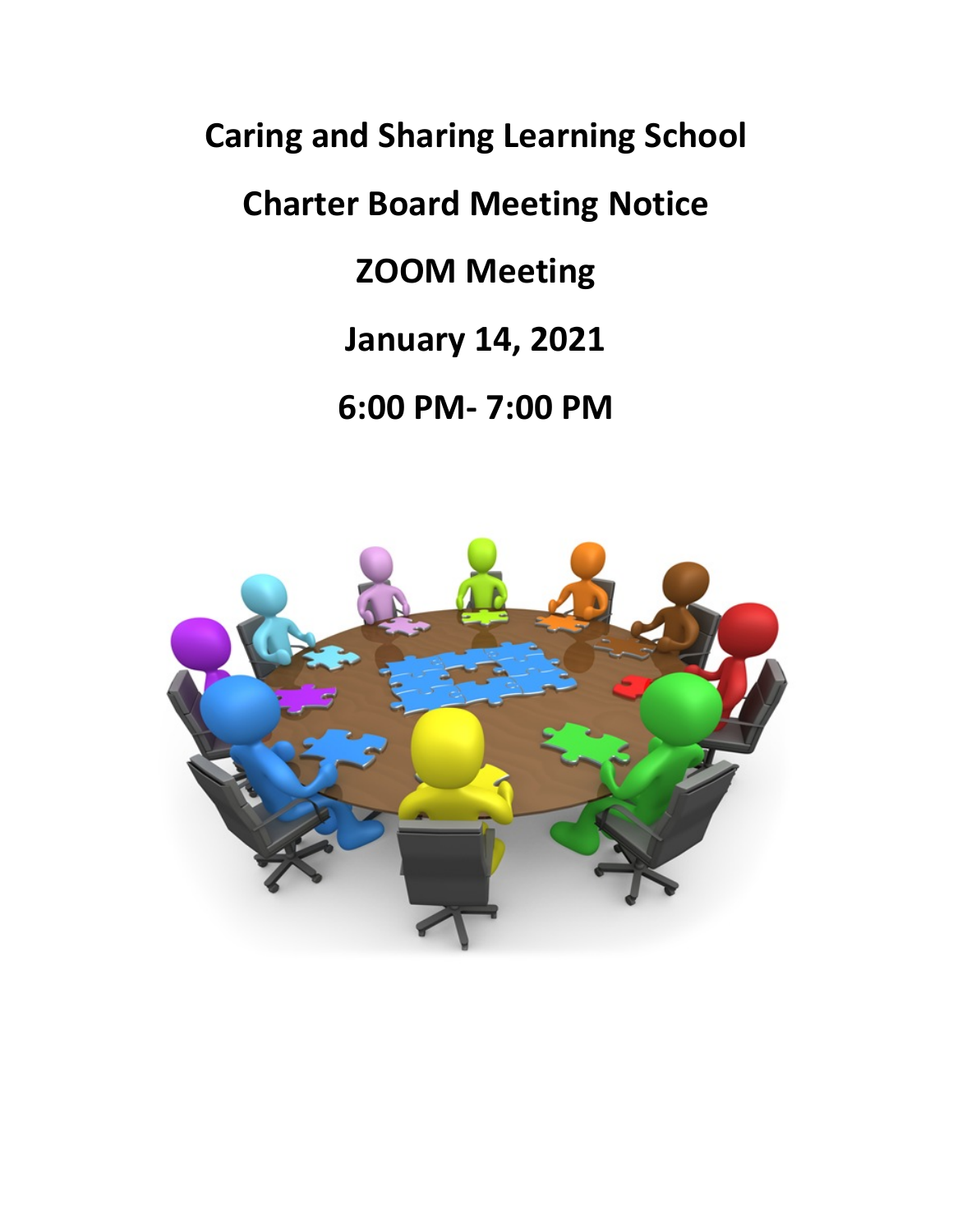# Caring and Sharing Learning School

## Charter Board Meeting Notice

## ZOOM Meeting

## January 14, 2021

## 6:00 PM- 7:00 PM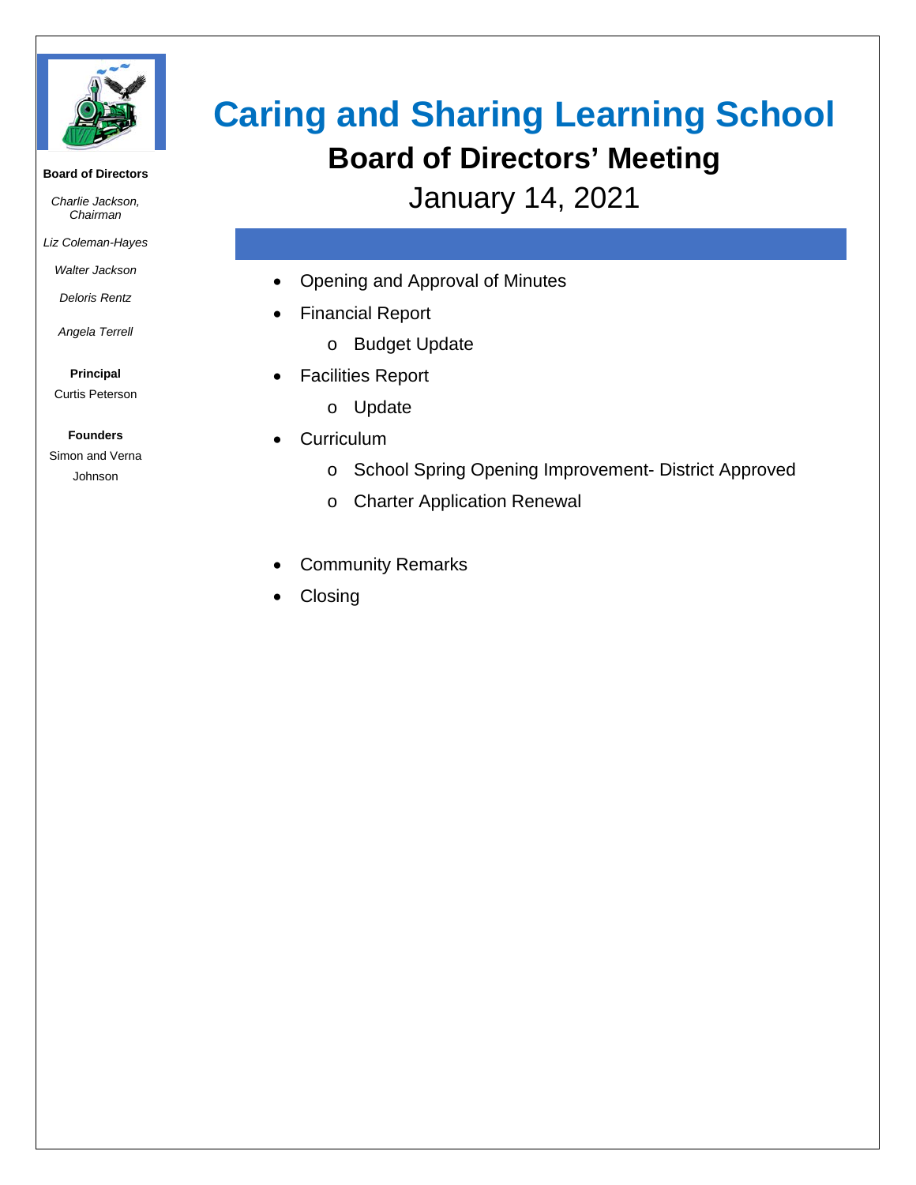**Board of Directors**

*Charlie Jackson, Chairman*

*Liz Coleman-Hayes*

*Walter Jackson*

*Deloris Rentz*

*Angela Terrell*

**Principal**

Curtis Peterson

**Founders**

Simon and Verna Johnson

# Caring and Sharing Learning School

## Board of Directors' Meeting

January 14, 2021

- Opening and Approval of Minutes
- Financial Report
  - Budget Update
- Facilities Report
  - Update
- Curriculum
  - School Spring Opening Improvement- District Approved
  - Charter Application Renewal
- Community Remarks
- Closing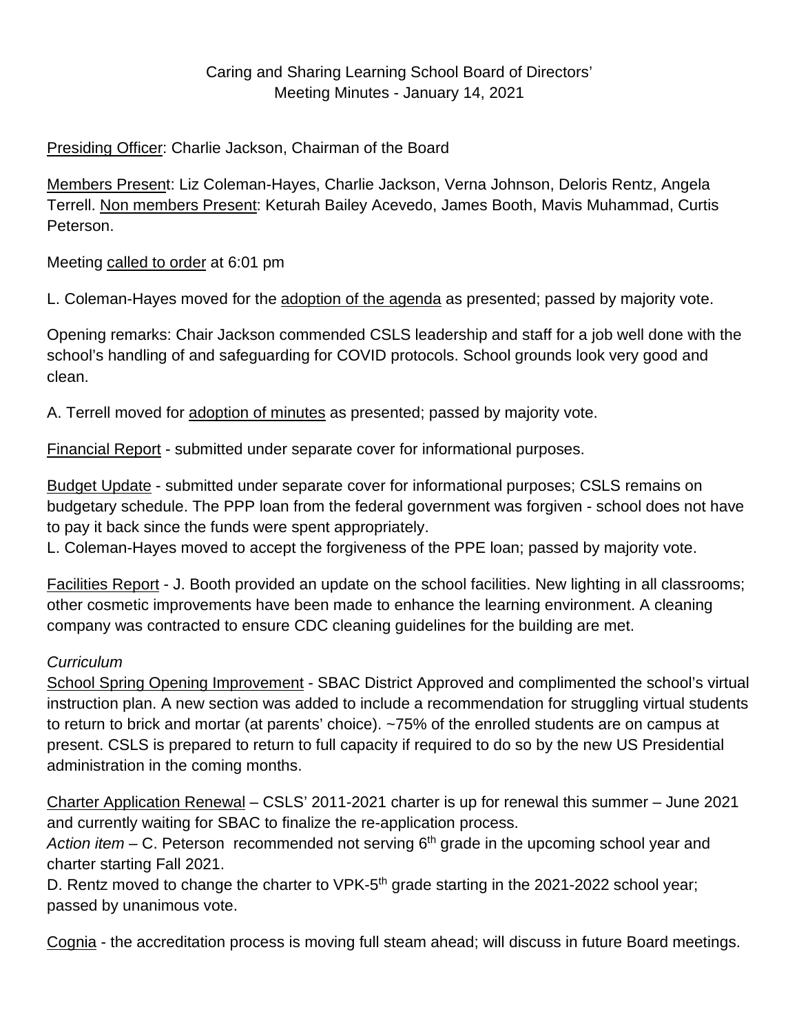Caring and Sharing Learning School Board of Directors'
Meeting Minutes - January 14, 2021

Presiding Officer: Charlie Jackson, Chairman of the Board

Members Present: Liz Coleman-Hayes, Charlie Jackson, Verna Johnson, Deloris Rentz, Angela Terrell. Non members Present: Keturah Bailey Acevedo, James Booth, Mavis Muhammad, Curtis Peterson.

Meeting called to order at 6:01 pm

L. Coleman-Hayes moved for the adoption of the agenda as presented; passed by majority vote.

Opening remarks: Chair Jackson commended CSLS leadership and staff for a job well done with the school's handling of and safeguarding for COVID protocols. School grounds look very good and clean.

A. Terrell moved for adoption of minutes as presented; passed by majority vote.

Financial Report - submitted under separate cover for informational purposes.

Budget Update - submitted under separate cover for informational purposes; CSLS remains on budgetary schedule. The PPP loan from the federal government was forgiven - school does not have to pay it back since the funds were spent appropriately.
L. Coleman-Hayes moved to accept the forgiveness of the PPE loan; passed by majority vote.

Facilities Report - J. Booth provided an update on the school facilities. New lighting in all classrooms; other cosmetic improvements have been made to enhance the learning environment. A cleaning company was contracted to ensure CDC cleaning guidelines for the building are met.

*Curriculum*

School Spring Opening Improvement - SBAC District Approved and complimented the school's virtual instruction plan. A new section was added to include a recommendation for struggling virtual students to return to brick and mortar (at parents' choice). ~75% of the enrolled students are on campus at present. CSLS is prepared to return to full capacity if required to do so by the new US Presidential administration in the coming months.

Charter Application Renewal – CSLS' 2011-2021 charter is up for renewal this summer – June 2021 and currently waiting for SBAC to finalize the re-application process.
*Action item* – C. Peterson recommended not serving 6th grade in the upcoming school year and charter starting Fall 2021.
D. Rentz moved to change the charter to VPK-5th grade starting in the 2021-2022 school year; passed by unanimous vote.

Cognia - the accreditation process is moving full steam ahead; will discuss in future Board meetings.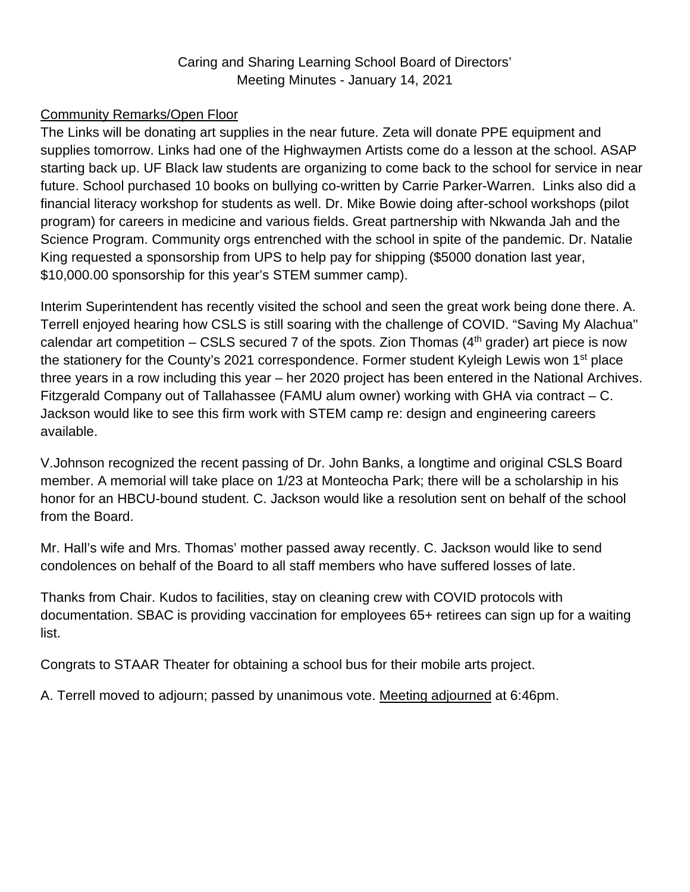Caring and Sharing Learning School Board of Directors'
Meeting Minutes - January 14, 2021

Community Remarks/Open Floor

The Links will be donating art supplies in the near future. Zeta will donate PPE equipment and supplies tomorrow. Links had one of the Highwaymen Artists come do a lesson at the school. ASAP starting back up. UF Black law students are organizing to come back to the school for service in near future. School purchased 10 books on bullying co-written by Carrie Parker-Warren. Links also did a financial literacy workshop for students as well. Dr. Mike Bowie doing after-school workshops (pilot program) for careers in medicine and various fields. Great partnership with Nkwanda Jah and the Science Program. Community orgs entrenched with the school in spite of the pandemic. Dr. Natalie King requested a sponsorship from UPS to help pay for shipping ($5000 donation last year, $10,000.00 sponsorship for this year's STEM summer camp).

Interim Superintendent has recently visited the school and seen the great work being done there. A. Terrell enjoyed hearing how CSLS is still soaring with the challenge of COVID. "Saving My Alachua" calendar art competition – CSLS secured 7 of the spots. Zion Thomas (4th grader) art piece is now the stationery for the County's 2021 correspondence. Former student Kyleigh Lewis won 1st place three years in a row including this year – her 2020 project has been entered in the National Archives. Fitzgerald Company out of Tallahassee (FAMU alum owner) working with GHA via contract – C. Jackson would like to see this firm work with STEM camp re: design and engineering careers available.

V.Johnson recognized the recent passing of Dr. John Banks, a longtime and original CSLS Board member. A memorial will take place on 1/23 at Monteocha Park; there will be a scholarship in his honor for an HBCU-bound student. C. Jackson would like a resolution sent on behalf of the school from the Board.

Mr. Hall's wife and Mrs. Thomas' mother passed away recently. C. Jackson would like to send condolences on behalf of the Board to all staff members who have suffered losses of late.

Thanks from Chair. Kudos to facilities, stay on cleaning crew with COVID protocols with documentation. SBAC is providing vaccination for employees 65+ retirees can sign up for a waiting list.

Congrats to STAAR Theater for obtaining a school bus for their mobile arts project.

A. Terrell moved to adjourn; passed by unanimous vote. Meeting adjourned at 6:46pm.